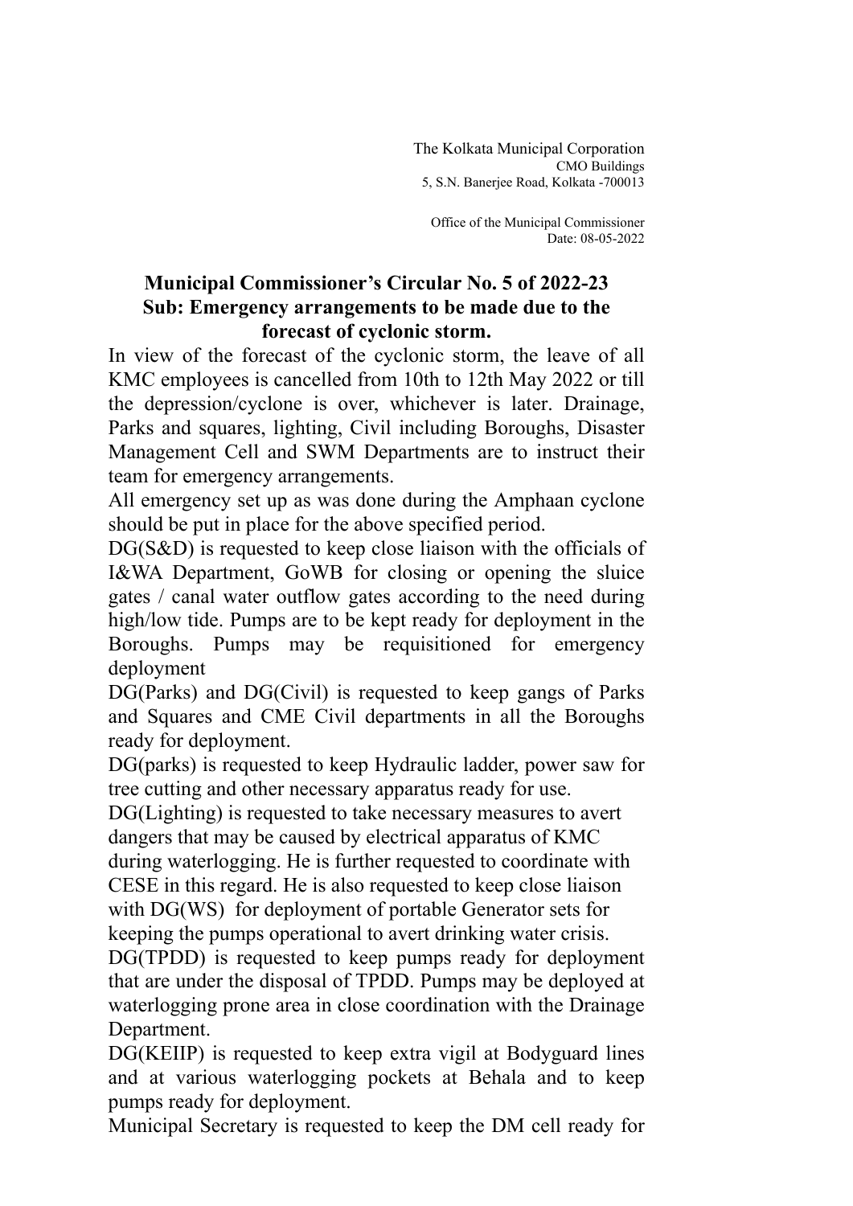The Kolkata Municipal Corporation
CMO Buildings
5, S.N. Banerjee Road, Kolkata -700013

Office of the Municipal Commissioner
Date: 08-05-2022

**Municipal Commissioner's Circular No. 5 of 2022-23**
**Sub: Emergency arrangements to be made due to the forecast of cyclonic storm.**

In view of the forecast of the cyclonic storm, the leave of all KMC employees is cancelled from 10th to 12th May 2022 or till the depression/cyclone is over, whichever is later. Drainage, Parks and squares, lighting, Civil including Boroughs, Disaster Management Cell and SWM Departments are to instruct their team for emergency arrangements.

All emergency set up as was done during the Amphaan cyclone should be put in place for the above specified period.

DG(S&D) is requested to keep close liaison with the officials of I&WA Department, GoWB for closing or opening the sluice gates / canal water outflow gates according to the need during high/low tide. Pumps are to be kept ready for deployment in the Boroughs. Pumps may be requisitioned for emergency deployment

DG(Parks) and DG(Civil) is requested to keep gangs of Parks and Squares and CME Civil departments in all the Boroughs ready for deployment.

DG(parks) is requested to keep Hydraulic ladder, power saw for tree cutting and other necessary apparatus ready for use.

DG(Lighting) is requested to take necessary measures to avert dangers that may be caused by electrical apparatus of KMC during waterlogging. He is further requested to coordinate with CESE in this regard. He is also requested to keep close liaison with DG(WS) for deployment of portable Generator sets for keeping the pumps operational to avert drinking water crisis.

DG(TPDD) is requested to keep pumps ready for deployment that are under the disposal of TPDD. Pumps may be deployed at waterlogging prone area in close coordination with the Drainage Department.

DG(KEIIP) is requested to keep extra vigil at Bodyguard lines and at various waterlogging pockets at Behala and to keep pumps ready for deployment.

Municipal Secretary is requested to keep the DM cell ready for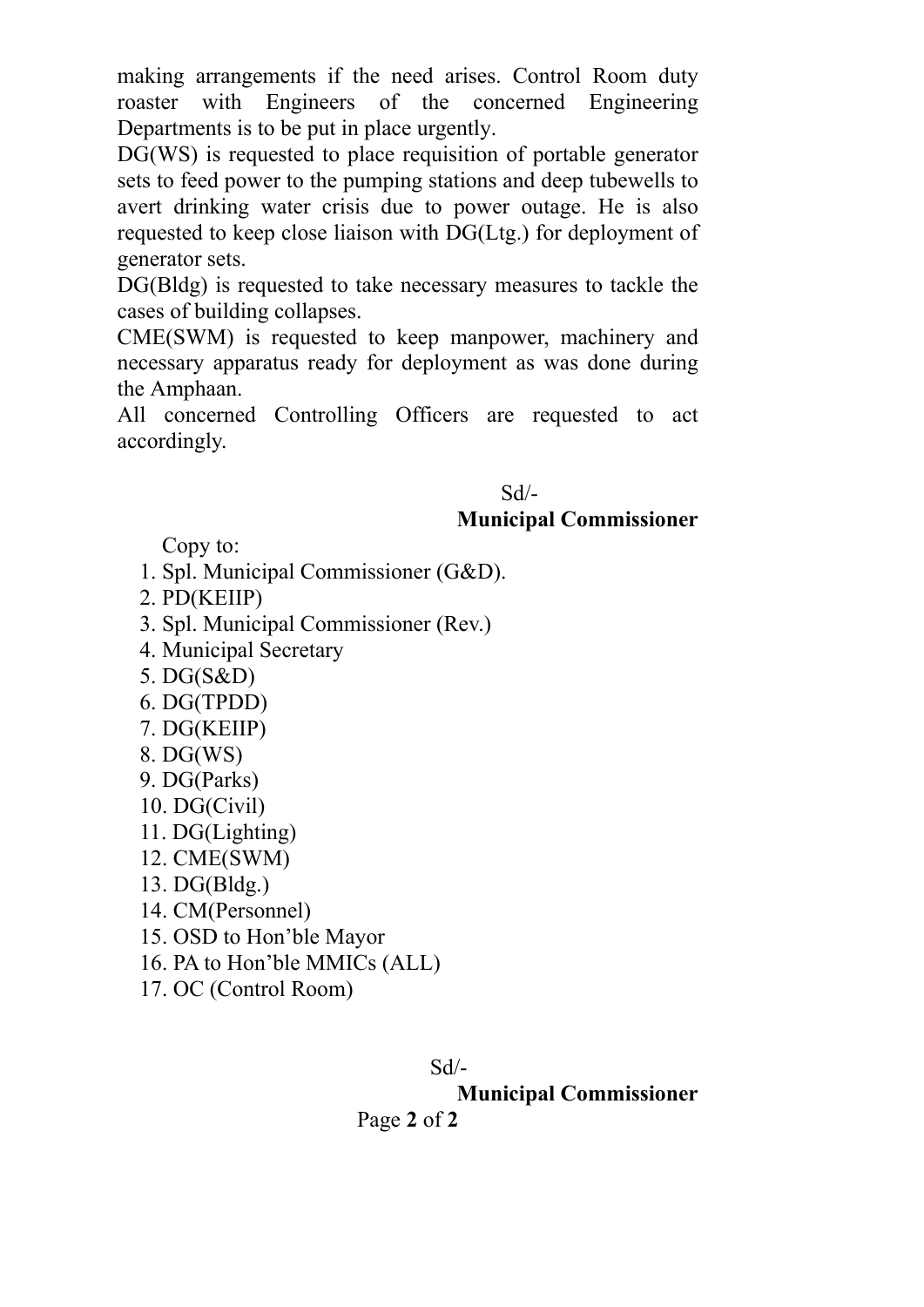making arrangements if the need arises. Control Room duty roaster with Engineers of the concerned Engineering Departments is to be put in place urgently.

DG(WS) is requested to place requisition of portable generator sets to feed power to the pumping stations and deep tubewells to avert drinking water crisis due to power outage. He is also requested to keep close liaison with DG(Ltg.) for deployment of generator sets.

DG(Bldg) is requested to take necessary measures to tackle the cases of building collapses.

CME(SWM) is requested to keep manpower, machinery and necessary apparatus ready for deployment as was done during the Amphaan.

All concerned Controlling Officers are requested to act accordingly.

Sd/-
**Municipal Commissioner**

Copy to:

1. Spl. Municipal Commissioner (G&D).
2. PD(KEIIP)
3. Spl. Municipal Commissioner (Rev.)
4. Municipal Secretary
5. DG(S&D)
6. DG(TPDD)
7. DG(KEIIP)
8. DG(WS)
9. DG(Parks)
10. DG(Civil)
11. DG(Lighting)
12. CME(SWM)
13. DG(Bldg.)
14. CM(Personnel)
15. OSD to Hon'ble Mayor
16. PA to Hon'ble MMICs (ALL)
17. OC (Control Room)

Sd/-
**Municipal Commissioner**